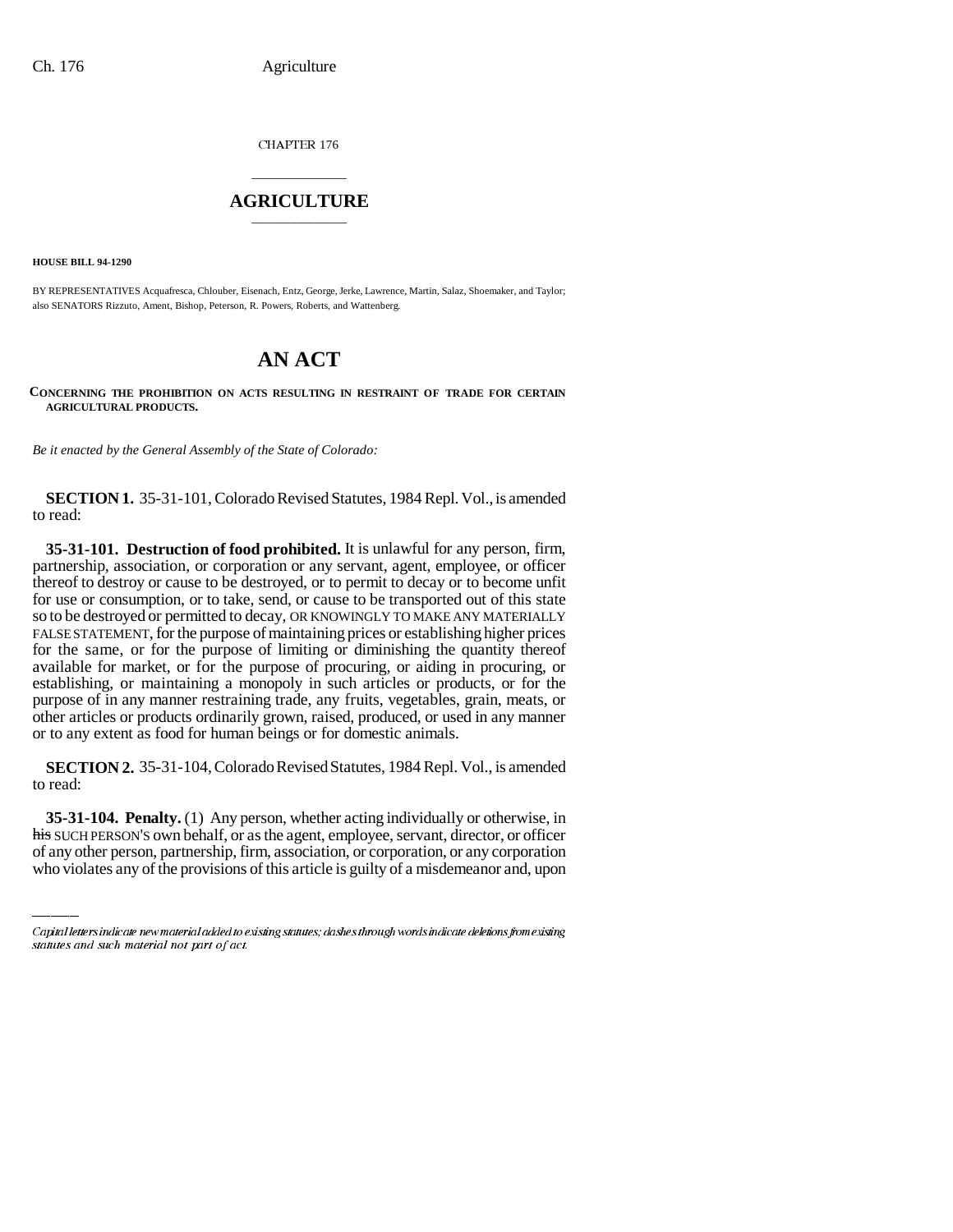CHAPTER 176

# AGRICULTURE

**HOUSE BILL 94-1290**

BY REPRESENTATIVES Acquafresca, Chlouber, Eisenach, Entz, George, Jerke, Lawrence, Martin, Salaz, Shoemaker, and Taylor; also SENATORS Rizzuto, Ament, Bishop, Peterson, R. Powers, Roberts, and Wattenberg.

# AN ACT

**CONCERNING THE PROHIBITION ON ACTS RESULTING IN RESTRAINT OF TRADE FOR CERTAIN AGRICULTURAL PRODUCTS.**

*Be it enacted by the General Assembly of the State of Colorado:*

**SECTION 1.** 35-31-101, Colorado Revised Statutes, 1984 Repl. Vol., is amended to read:

**35-31-101. Destruction of food prohibited.** It is unlawful for any person, firm, partnership, association, or corporation or any servant, agent, employee, or officer thereof to destroy or cause to be destroyed, or to permit to decay or to become unfit for use or consumption, or to take, send, or cause to be transported out of this state so to be destroyed or permitted to decay, OR KNOWINGLY TO MAKE ANY MATERIALLY FALSE STATEMENT, for the purpose of maintaining prices or establishing higher prices for the same, or for the purpose of limiting or diminishing the quantity thereof available for market, or for the purpose of procuring, or aiding in procuring, or establishing, or maintaining a monopoly in such articles or products, or for the purpose of in any manner restraining trade, any fruits, vegetables, grain, meats, or other articles or products ordinarily grown, raised, produced, or used in any manner or to any extent as food for human beings or for domestic animals.

**SECTION 2.** 35-31-104, Colorado Revised Statutes, 1984 Repl. Vol., is amended to read:

**35-31-104. Penalty.** (1) Any person, whether acting individually or otherwise, in ~~his~~ SUCH PERSON'S own behalf, or as the agent, employee, servant, director, or officer of any other person, partnership, firm, association, or corporation, or any corporation who violates any of the provisions of this article is guilty of a misdemeanor and, upon

Capital letters indicate new material added to existing statutes; dashes through words indicate deletions from existing statutes and such material not part of act.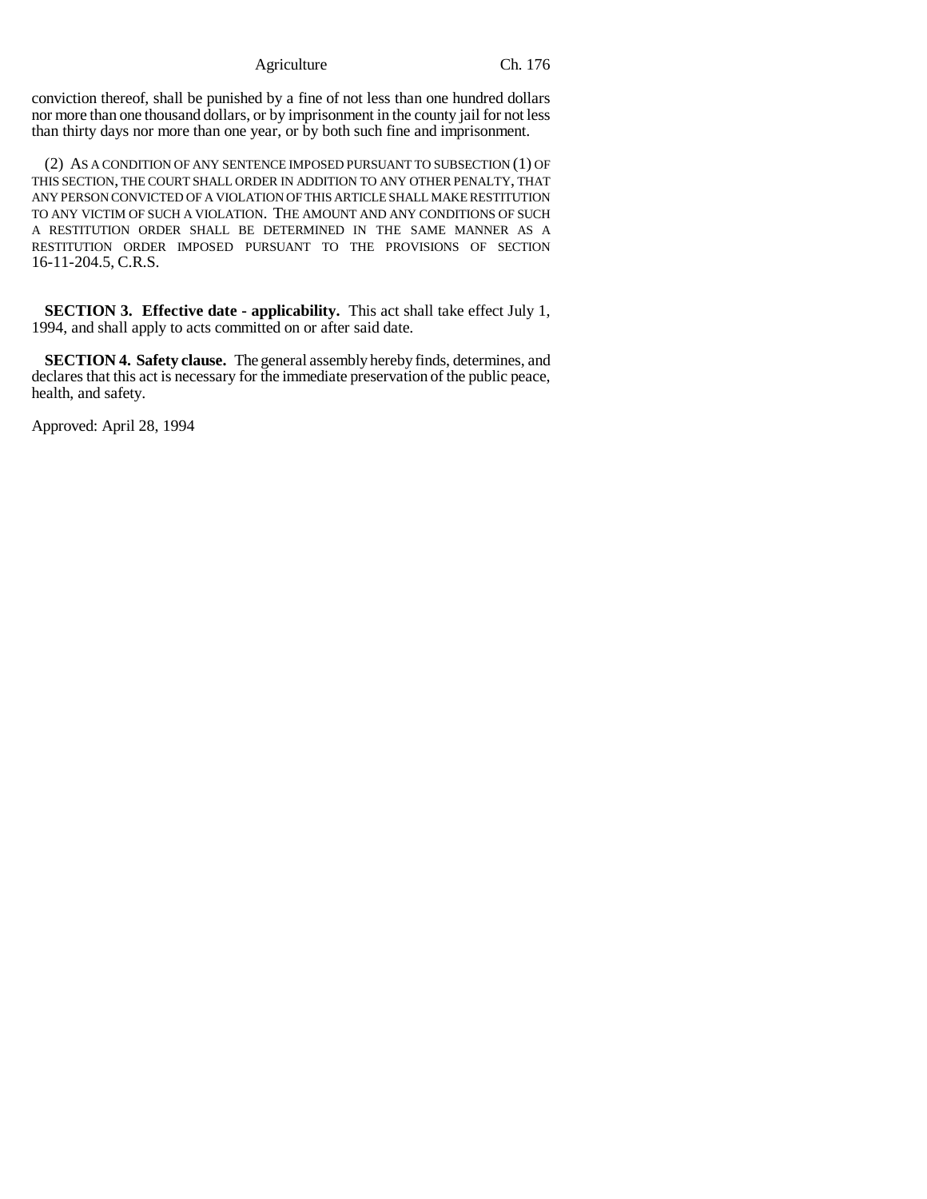conviction thereof, shall be punished by a fine of not less than one hundred dollars nor more than one thousand dollars, or by imprisonment in the county jail for not less than thirty days nor more than one year, or by both such fine and imprisonment.

(2) AS A CONDITION OF ANY SENTENCE IMPOSED PURSUANT TO SUBSECTION (1) OF THIS SECTION, THE COURT SHALL ORDER IN ADDITION TO ANY OTHER PENALTY, THAT ANY PERSON CONVICTED OF A VIOLATION OF THIS ARTICLE SHALL MAKE RESTITUTION TO ANY VICTIM OF SUCH A VIOLATION. THE AMOUNT AND ANY CONDITIONS OF SUCH A RESTITUTION ORDER SHALL BE DETERMINED IN THE SAME MANNER AS A RESTITUTION ORDER IMPOSED PURSUANT TO THE PROVISIONS OF SECTION 16-11-204.5, C.R.S.

**SECTION 3. Effective date - applicability.** This act shall take effect July 1, 1994, and shall apply to acts committed on or after said date.

**SECTION 4. Safety clause.** The general assembly hereby finds, determines, and declares that this act is necessary for the immediate preservation of the public peace, health, and safety.

Approved: April 28, 1994